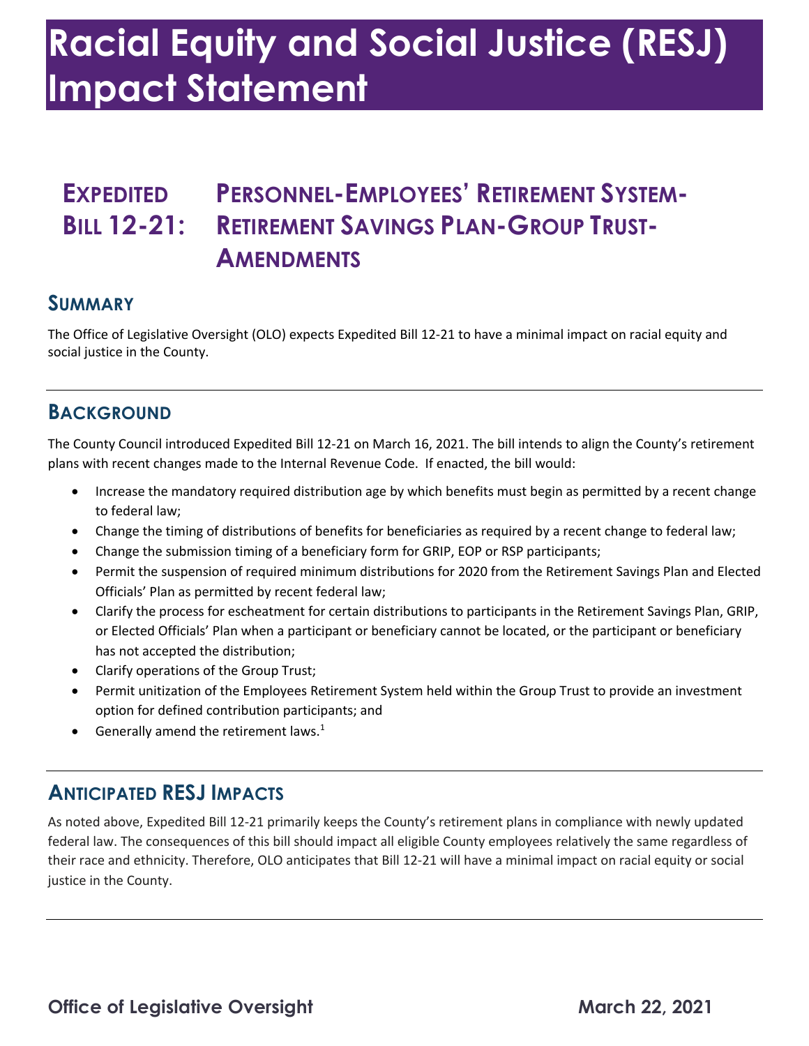# Racial Equity and Social Justice (RESJ) Impact Statement

## Expedited Bill 12-21: Personnel-Employees' Retirement System-Retirement Savings Plan-Group Trust-Amendments

### Summary

The Office of Legislative Oversight (OLO) expects Expedited Bill 12-21 to have a minimal impact on racial equity and social justice in the County.

### Background

The County Council introduced Expedited Bill 12-21 on March 16, 2021. The bill intends to align the County's retirement plans with recent changes made to the Internal Revenue Code. If enacted, the bill would:

- Increase the mandatory required distribution age by which benefits must begin as permitted by a recent change to federal law;
- Change the timing of distributions of benefits for beneficiaries as required by a recent change to federal law;
- Change the submission timing of a beneficiary form for GRIP, EOP or RSP participants;
- Permit the suspension of required minimum distributions for 2020 from the Retirement Savings Plan and Elected Officials' Plan as permitted by recent federal law;
- Clarify the process for escheatment for certain distributions to participants in the Retirement Savings Plan, GRIP, or Elected Officials' Plan when a participant or beneficiary cannot be located, or the participant or beneficiary has not accepted the distribution;
- Clarify operations of the Group Trust;
- Permit unitization of the Employees Retirement System held within the Group Trust to provide an investment option for defined contribution participants; and
- Generally amend the retirement laws.[1]

### Anticipated RESJ Impacts

As noted above, Expedited Bill 12-21 primarily keeps the County's retirement plans in compliance with newly updated federal law. The consequences of this bill should impact all eligible County employees relatively the same regardless of their race and ethnicity. Therefore, OLO anticipates that Bill 12-21 will have a minimal impact on racial equity or social justice in the County.

Office of Legislative Oversight — March 22, 2021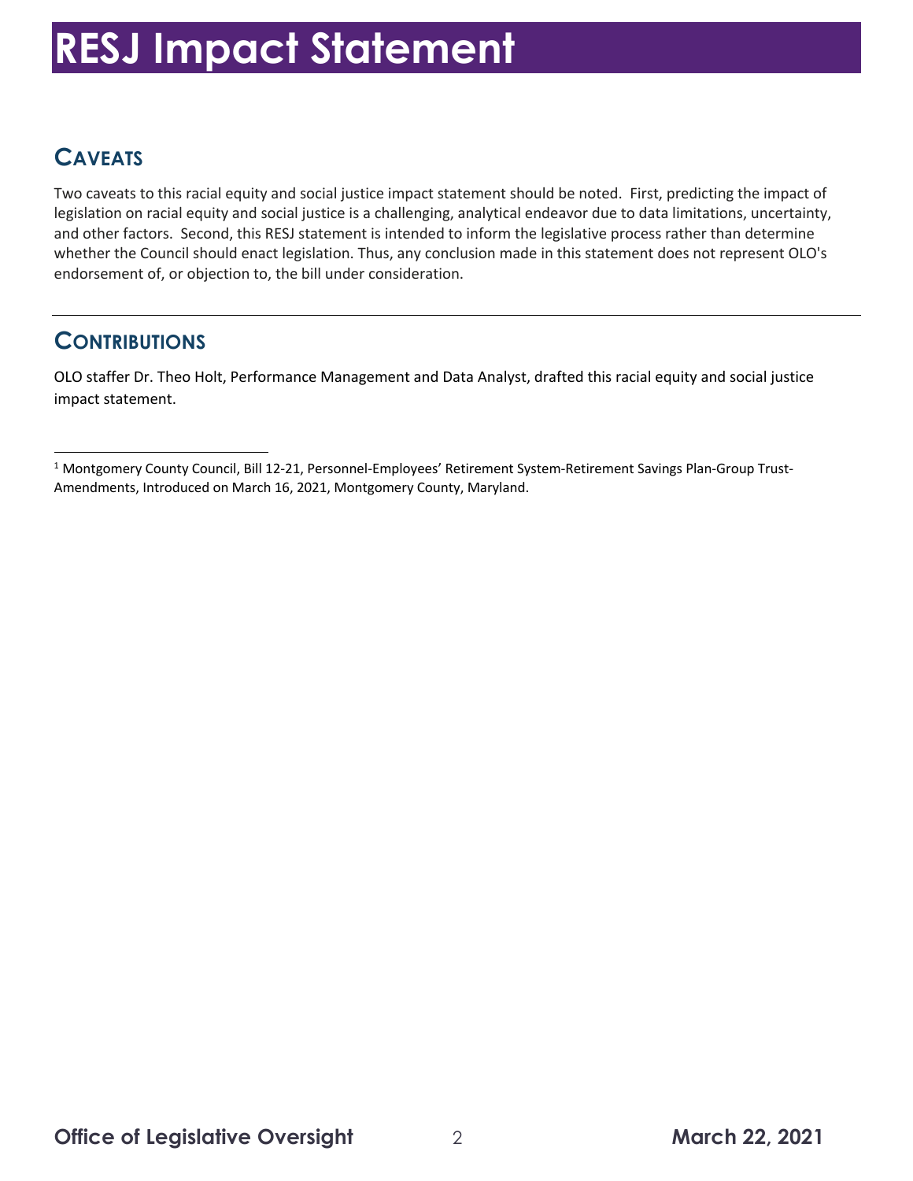# RESJ Impact Statement

## Caveats

Two caveats to this racial equity and social justice impact statement should be noted. First, predicting the impact of legislation on racial equity and social justice is a challenging, analytical endeavor due to data limitations, uncertainty, and other factors. Second, this RESJ statement is intended to inform the legislative process rather than determine whether the Council should enact legislation. Thus, any conclusion made in this statement does not represent OLO's endorsement of, or objection to, the bill under consideration.

---

## Contributions

OLO staffer Dr. Theo Holt, Performance Management and Data Analyst, drafted this racial equity and social justice impact statement.

---

[1] Montgomery County Council, Bill 12-21, Personnel-Employees' Retirement System-Retirement Savings Plan-Group Trust-Amendments, Introduced on March 16, 2021, Montgomery County, Maryland.